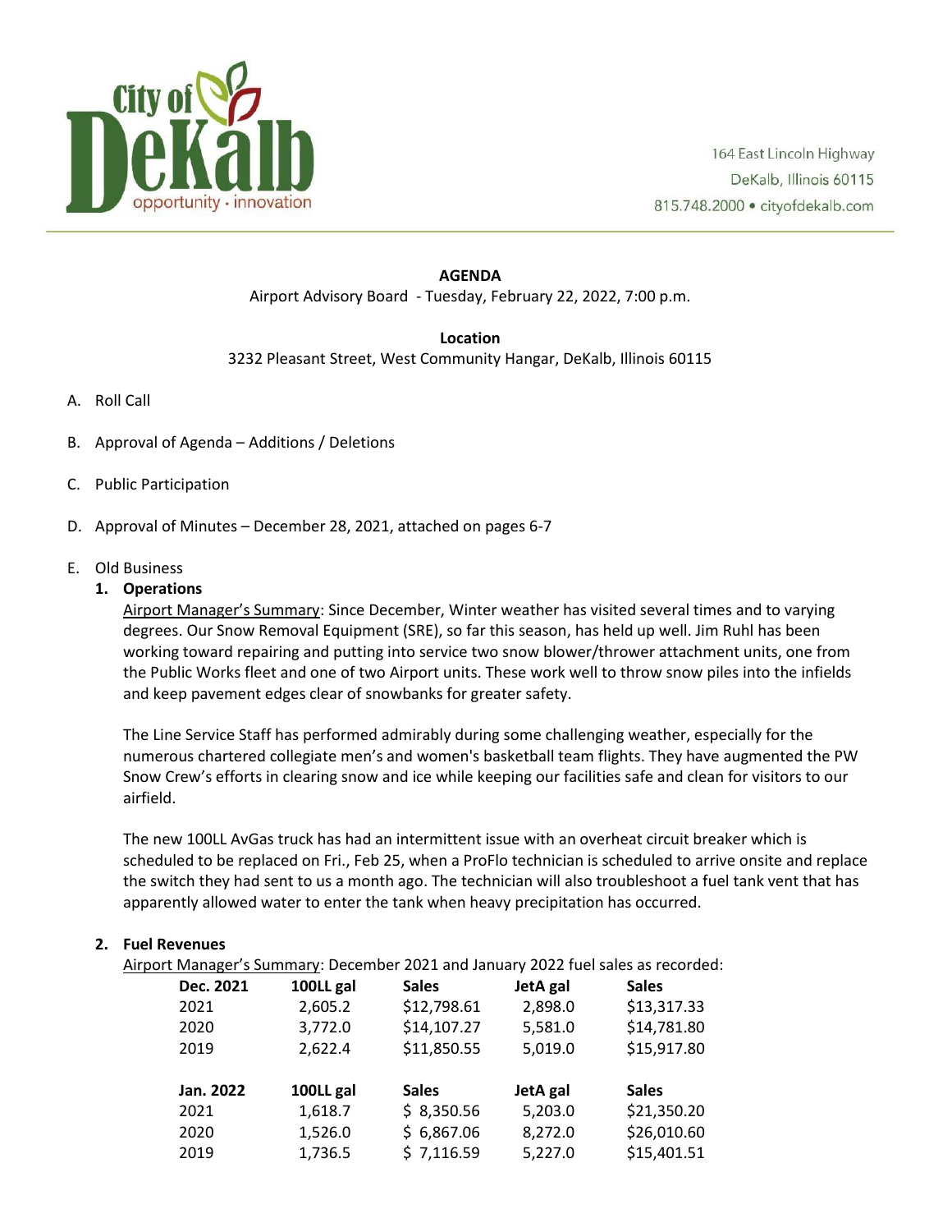City of DeKalb
opportunity · innovation

164 East Lincoln Highway
DeKalb, Illinois 60115
815.748.2000 • cityofdekalb.com

---

**AGENDA**

Airport Advisory Board - Tuesday, February 22, 2022, 7:00 p.m.

**Location**

3232 Pleasant Street, West Community Hangar, DeKalb, Illinois 60115

A. Roll Call

B. Approval of Agenda – Additions / Deletions

C. Public Participation

D. Approval of Minutes – December 28, 2021, attached on pages 6-7

E. Old Business

1. **Operations**

   Airport Manager's Summary: Since December, Winter weather has visited several times and to varying degrees. Our Snow Removal Equipment (SRE), so far this season, has held up well. Jim Ruhl has been working toward repairing and putting into service two snow blower/thrower attachment units, one from the Public Works fleet and one of two Airport units. These work well to throw snow piles into the infields and keep pavement edges clear of snowbanks for greater safety.

   The Line Service Staff has performed admirably during some challenging weather, especially for the numerous chartered collegiate men's and women's basketball team flights. They have augmented the PW Snow Crew's efforts in clearing snow and ice while keeping our facilities safe and clean for visitors to our airfield.

   The new 100LL AvGas truck has had an intermittent issue with an overheat circuit breaker which is scheduled to be replaced on Fri., Feb 25, when a ProFlo technician is scheduled to arrive onsite and replace the switch they had sent to us a month ago. The technician will also troubleshoot a fuel tank vent that has apparently allowed water to enter the tank when heavy precipitation has occurred.

2. **Fuel Revenues**

   Airport Manager's Summary: December 2021 and January 2022 fuel sales as recorded:

| Dec. 2021 | 100LL gal | Sales | JetA gal | Sales |
|---|---|---|---|---|
| 2021 | 2,605.2 | $12,798.61 | 2,898.0 | $13,317.33 |
| 2020 | 3,772.0 | $14,107.27 | 5,581.0 | $14,781.80 |
| 2019 | 2,622.4 | $11,850.55 | 5,019.0 | $15,917.80 |

| Jan. 2022 | 100LL gal | Sales | JetA gal | Sales |
|---|---|---|---|---|
| 2021 | 1,618.7 | $ 8,350.56 | 5,203.0 | $21,350.20 |
| 2020 | 1,526.0 | $ 6,867.06 | 8,272.0 | $26,010.60 |
| 2019 | 1,736.5 | $ 7,116.59 | 5,227.0 | $15,401.51 |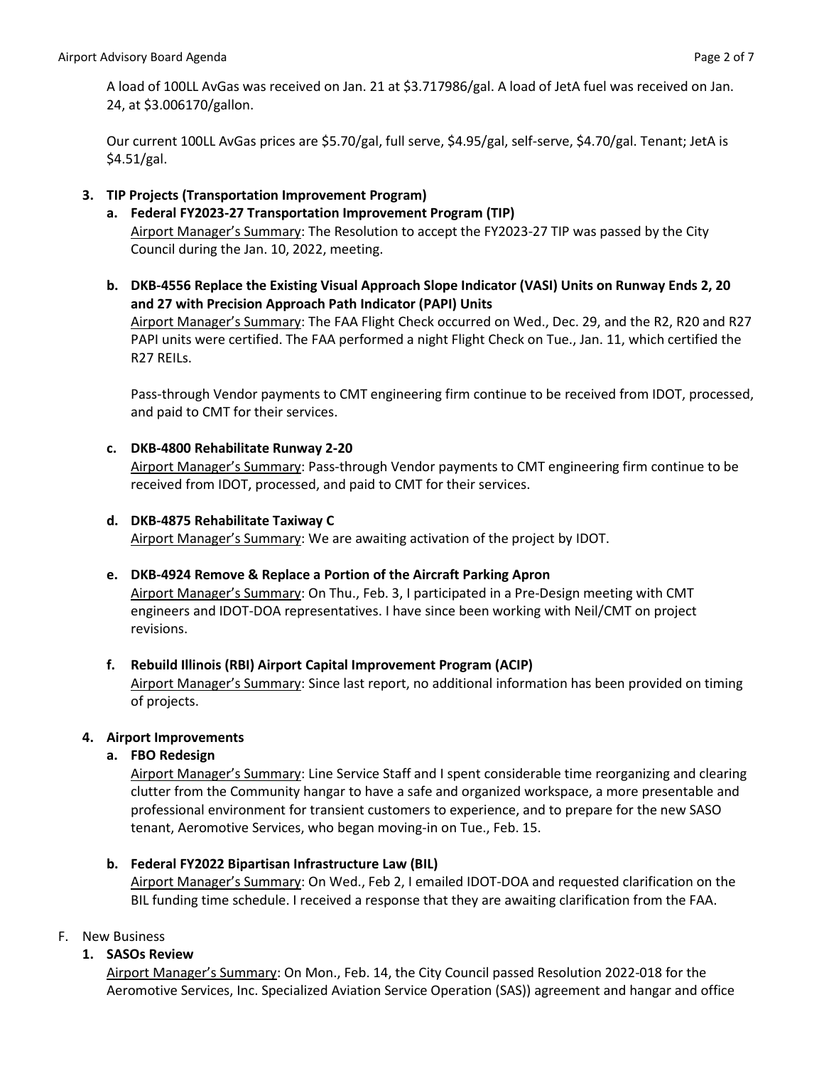A load of 100LL AvGas was received on Jan. 21 at $3.717986/gal. A load of JetA fuel was received on Jan. 24, at $3.006170/gallon.

Our current 100LL AvGas prices are $5.70/gal, full serve, $4.95/gal, self-serve, $4.70/gal. Tenant; JetA is $4.51/gal.

3. **TIP Projects (Transportation Improvement Program)**
   a. **Federal FY2023-27 Transportation Improvement Program (TIP)**
   Airport Manager's Summary: The Resolution to accept the FY2023-27 TIP was passed by the City Council during the Jan. 10, 2022, meeting.

   b. **DKB-4556 Replace the Existing Visual Approach Slope Indicator (VASI) Units on Runway Ends 2, 20 and 27 with Precision Approach Path Indicator (PAPI) Units**
   Airport Manager's Summary: The FAA Flight Check occurred on Wed., Dec. 29, and the R2, R20 and R27 PAPI units were certified. The FAA performed a night Flight Check on Tue., Jan. 11, which certified the R27 REILs.

   Pass-through Vendor payments to CMT engineering firm continue to be received from IDOT, processed, and paid to CMT for their services.

   c. **DKB-4800 Rehabilitate Runway 2-20**
   Airport Manager's Summary: Pass-through Vendor payments to CMT engineering firm continue to be received from IDOT, processed, and paid to CMT for their services.

   d. **DKB-4875 Rehabilitate Taxiway C**
   Airport Manager's Summary: We are awaiting activation of the project by IDOT.

   e. **DKB-4924 Remove & Replace a Portion of the Aircraft Parking Apron**
   Airport Manager's Summary: On Thu., Feb. 3, I participated in a Pre-Design meeting with CMT engineers and IDOT-DOA representatives. I have since been working with Neil/CMT on project revisions.

   f. **Rebuild Illinois (RBI) Airport Capital Improvement Program (ACIP)**
   Airport Manager's Summary: Since last report, no additional information has been provided on timing of projects.

4. **Airport Improvements**
   a. **FBO Redesign**
   Airport Manager's Summary: Line Service Staff and I spent considerable time reorganizing and clearing clutter from the Community hangar to have a safe and organized workspace, a more presentable and professional environment for transient customers to experience, and to prepare for the new SASO tenant, Aeromotive Services, who began moving-in on Tue., Feb. 15.

   b. **Federal FY2022 Bipartisan Infrastructure Law (BIL)**
   Airport Manager's Summary: On Wed., Feb 2, I emailed IDOT-DOA and requested clarification on the BIL funding time schedule. I received a response that they are awaiting clarification from the FAA.

F. New Business

1. **SASOs Review**
   Airport Manager's Summary: On Mon., Feb. 14, the City Council passed Resolution 2022-018 for the Aeromotive Services, Inc. Specialized Aviation Service Operation (SAS)) agreement and hangar and office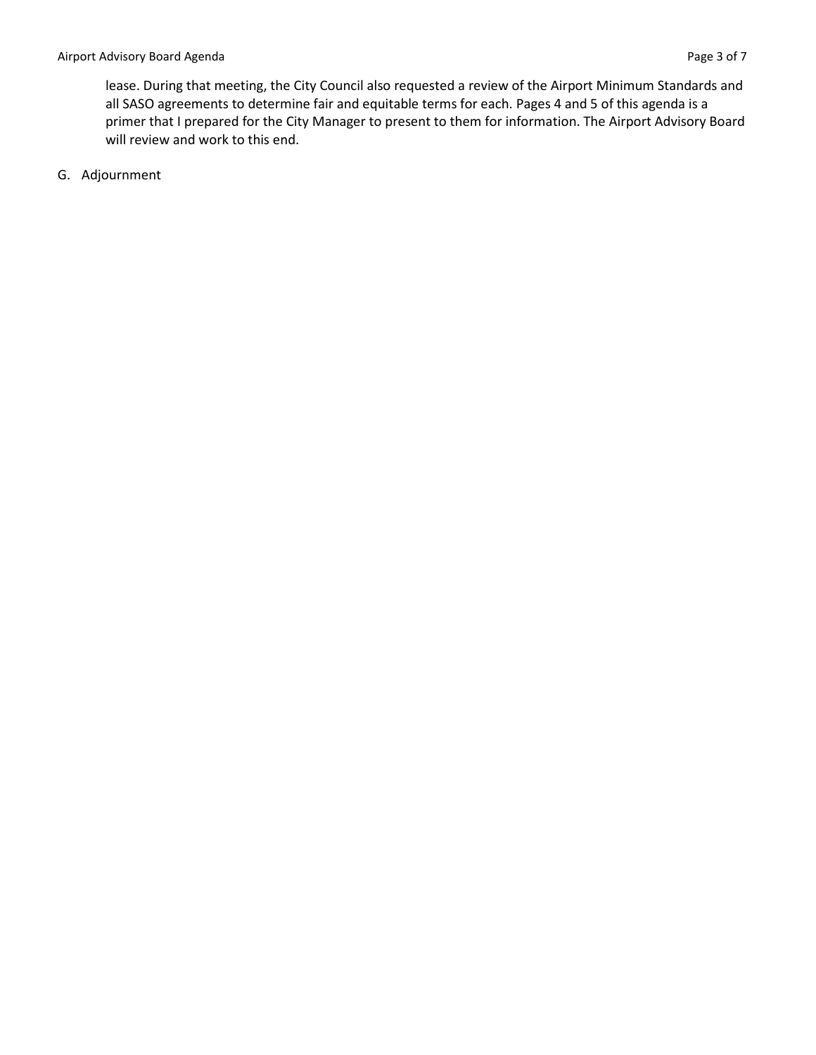lease. During that meeting, the City Council also requested a review of the Airport Minimum Standards and all SASO agreements to determine fair and equitable terms for each. Pages 4 and 5 of this agenda is a primer that I prepared for the City Manager to present to them for information. The Airport Advisory Board will review and work to this end.

G. Adjournment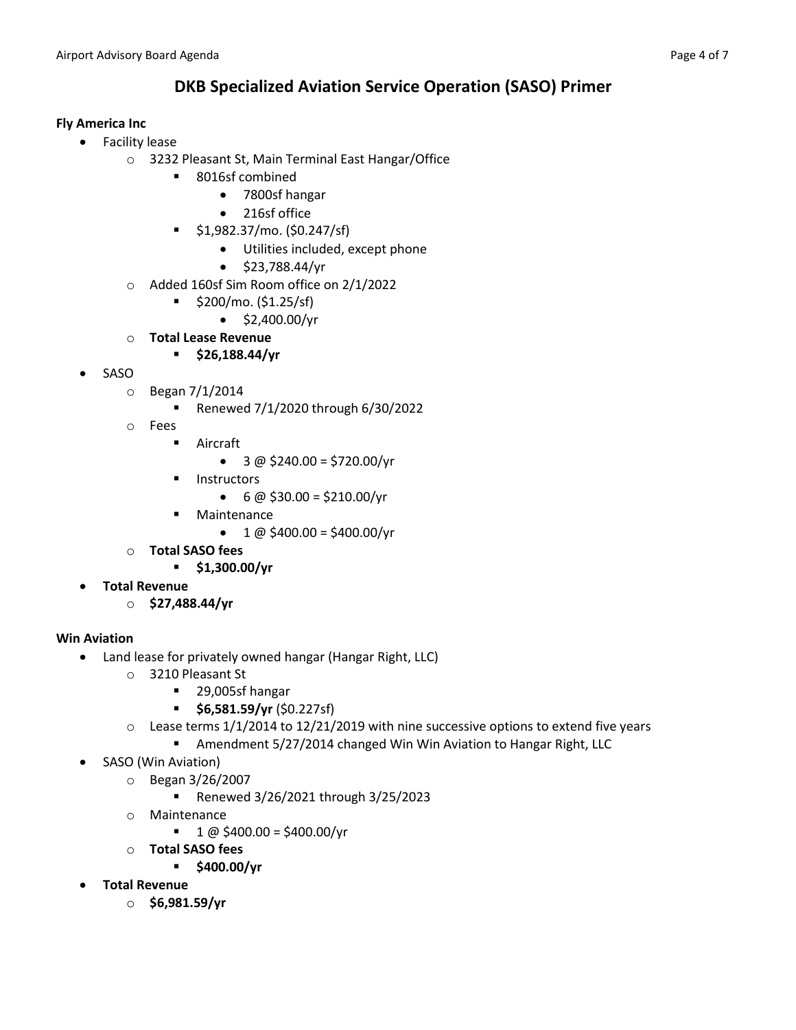# DKB Specialized Aviation Service Operation (SASO) Primer

**Fly America Inc**

- Facility lease
  - 3232 Pleasant St, Main Terminal East Hangar/Office
    - 8016sf combined
      - 7800sf hangar
      - 216sf office
    - $1,982.37/mo. ($0.247/sf)
      - Utilities included, except phone
      - $23,788.44/yr
  - Added 160sf Sim Room office on 2/1/2022
    - $200/mo. ($1.25/sf)
      - $2,400.00/yr
  - **Total Lease Revenue**
    - **$26,188.44/yr**
- SASO
  - Began 7/1/2014
    - Renewed 7/1/2020 through 6/30/2022
  - Fees
    - Aircraft
      - 3 @ $240.00 = $720.00/yr
    - Instructors
      - 6 @ $30.00 = $210.00/yr
    - Maintenance
      - 1 @ $400.00 = $400.00/yr
  - **Total SASO fees**
    - **$1,300.00/yr**
- **Total Revenue**
  - **$27,488.44/yr**

**Win Aviation**

- Land lease for privately owned hangar (Hangar Right, LLC)
  - 3210 Pleasant St
    - 29,005sf hangar
    - **$6,581.59/yr** ($0.227sf)
  - Lease terms 1/1/2014 to 12/21/2019 with nine successive options to extend five years
    - Amendment 5/27/2014 changed Win Win Aviation to Hangar Right, LLC
- SASO (Win Aviation)
  - Began 3/26/2007
    - Renewed 3/26/2021 through 3/25/2023
  - Maintenance
    - 1 @ $400.00 = $400.00/yr
  - **Total SASO fees**
    - **$400.00/yr**
- **Total Revenue**
  - **$6,981.59/yr**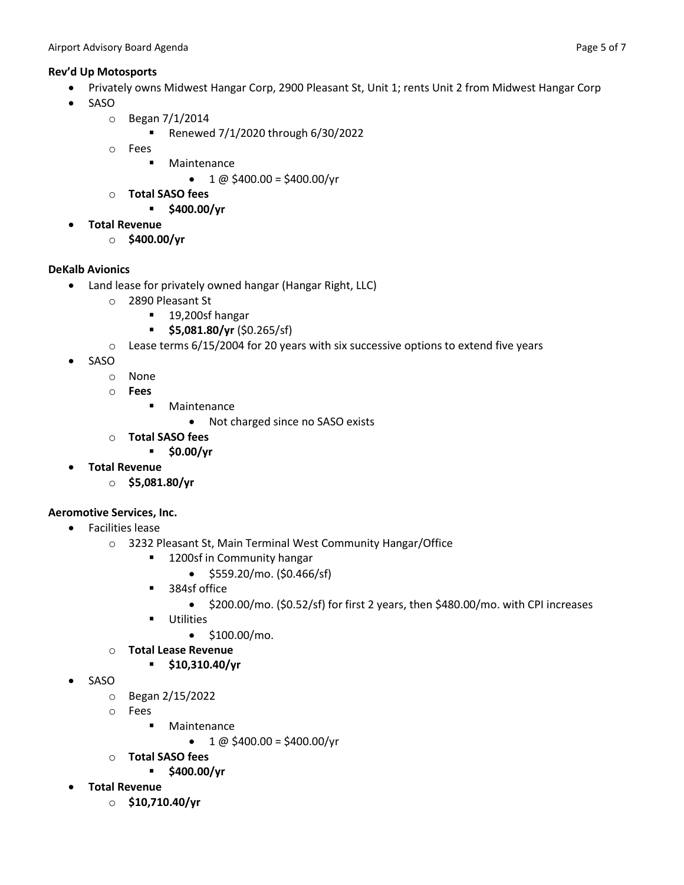**Rev'd Up Motosports**

- Privately owns Midwest Hangar Corp, 2900 Pleasant St, Unit 1; rents Unit 2 from Midwest Hangar Corp
- SASO
  - Began 7/1/2014
    - Renewed 7/1/2020 through 6/30/2022
  - Fees
    - Maintenance
      - 1 @ $400.00 = $400.00/yr
  - **Total SASO fees**
    - **$400.00/yr**
- **Total Revenue**
  - **$400.00/yr**

**DeKalb Avionics**

- Land lease for privately owned hangar (Hangar Right, LLC)
  - 2890 Pleasant St
    - 19,200sf hangar
    - **$5,081.80/yr** ($0.265/sf)
  - Lease terms 6/15/2004 for 20 years with six successive options to extend five years
- SASO
  - None
  - **Fees**
    - Maintenance
      - Not charged since no SASO exists
  - **Total SASO fees**
    - **$0.00/yr**
- **Total Revenue**
  - **$5,081.80/yr**

**Aeromotive Services, Inc.**

- Facilities lease
  - 3232 Pleasant St, Main Terminal West Community Hangar/Office
    - 1200sf in Community hangar
      - $559.20/mo. ($0.466/sf)
    - 384sf office
      - $200.00/mo. ($0.52/sf) for first 2 years, then $480.00/mo. with CPI increases
    - Utilities
      - $100.00/mo.
  - **Total Lease Revenue**
    - **$10,310.40/yr**
- SASO
  - Began 2/15/2022
  - Fees
    - Maintenance
      - 1 @ $400.00 = $400.00/yr
  - **Total SASO fees**
    - **$400.00/yr**
- **Total Revenue**
  - **$10,710.40/yr**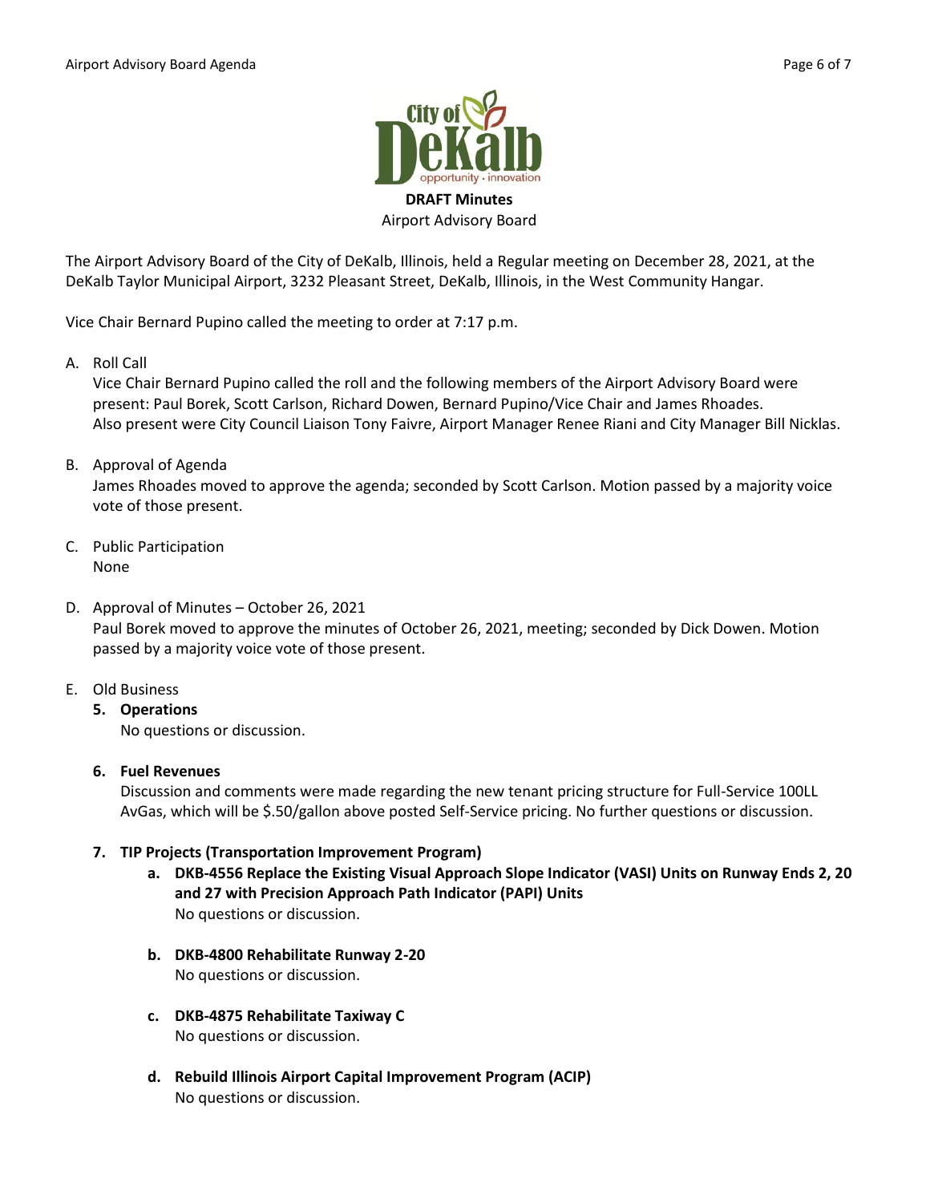**DRAFT Minutes**

Airport Advisory Board

The Airport Advisory Board of the City of DeKalb, Illinois, held a Regular meeting on December 28, 2021, at the DeKalb Taylor Municipal Airport, 3232 Pleasant Street, DeKalb, Illinois, in the West Community Hangar.

Vice Chair Bernard Pupino called the meeting to order at 7:17 p.m.

A. Roll Call

Vice Chair Bernard Pupino called the roll and the following members of the Airport Advisory Board were present: Paul Borek, Scott Carlson, Richard Dowen, Bernard Pupino/Vice Chair and James Rhoades. Also present were City Council Liaison Tony Faivre, Airport Manager Renee Riani and City Manager Bill Nicklas.

B. Approval of Agenda

James Rhoades moved to approve the agenda; seconded by Scott Carlson. Motion passed by a majority voice vote of those present.

C. Public Participation

None

D. Approval of Minutes – October 26, 2021

Paul Borek moved to approve the minutes of October 26, 2021, meeting; seconded by Dick Dowen. Motion passed by a majority voice vote of those present.

E. Old Business

**5. Operations**

No questions or discussion.

**6. Fuel Revenues**

Discussion and comments were made regarding the new tenant pricing structure for Full-Service 100LL AvGas, which will be $.50/gallon above posted Self-Service pricing. No further questions or discussion.

**7. TIP Projects (Transportation Improvement Program)**

**a. DKB-4556 Replace the Existing Visual Approach Slope Indicator (VASI) Units on Runway Ends 2, 20 and 27 with Precision Approach Path Indicator (PAPI) Units**

No questions or discussion.

**b. DKB-4800 Rehabilitate Runway 2-20**

No questions or discussion.

**c. DKB-4875 Rehabilitate Taxiway C**

No questions or discussion.

**d. Rebuild Illinois Airport Capital Improvement Program (ACIP)**

No questions or discussion.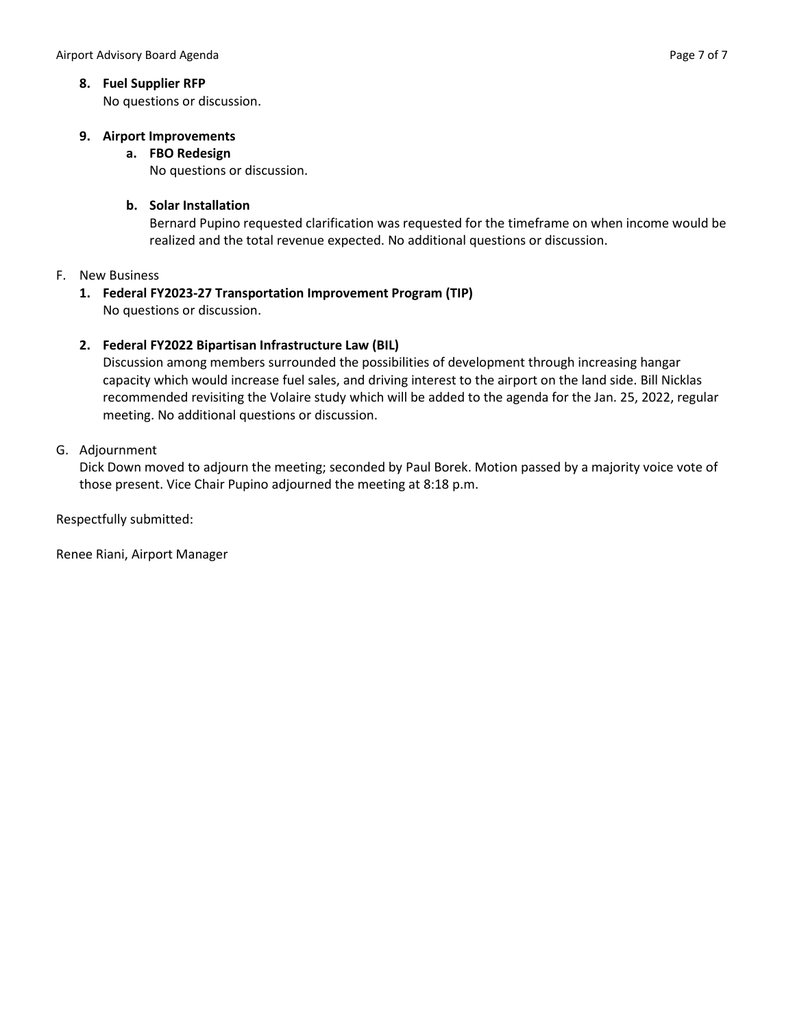**8. Fuel Supplier RFP**

No questions or discussion.

**9. Airport Improvements**

**a. FBO Redesign**

No questions or discussion.

**b. Solar Installation**

Bernard Pupino requested clarification was requested for the timeframe on when income would be realized and the total revenue expected. No additional questions or discussion.

F. New Business

**1. Federal FY2023-27 Transportation Improvement Program (TIP)**

No questions or discussion.

**2. Federal FY2022 Bipartisan Infrastructure Law (BIL)**

Discussion among members surrounded the possibilities of development through increasing hangar capacity which would increase fuel sales, and driving interest to the airport on the land side. Bill Nicklas recommended revisiting the Volaire study which will be added to the agenda for the Jan. 25, 2022, regular meeting. No additional questions or discussion.

G. Adjournment

Dick Down moved to adjourn the meeting; seconded by Paul Borek. Motion passed by a majority voice vote of those present. Vice Chair Pupino adjourned the meeting at 8:18 p.m.

Respectfully submitted:

Renee Riani, Airport Manager